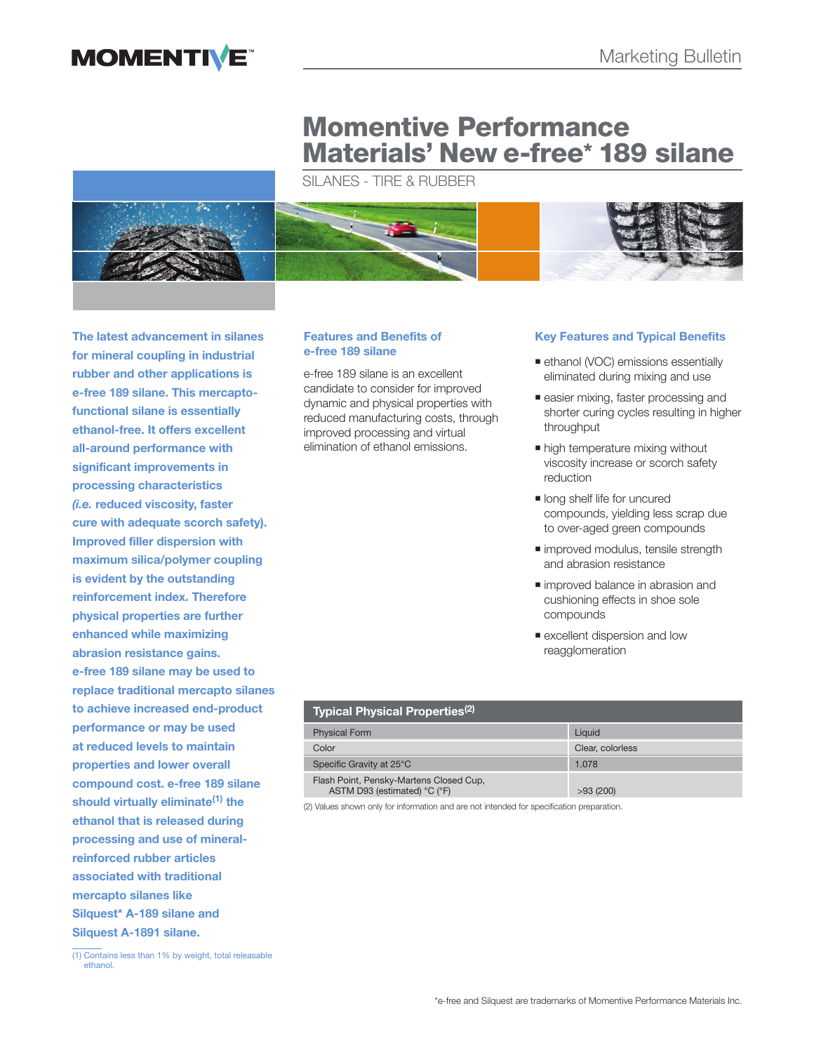Marketing Bulletin

# Momentive Performance Materials' New e-free* 189 silane

SILANES - TIRE & RUBBER

**The latest advancement in silanes for mineral coupling in industrial rubber and other applications is e-free 189 silane. This mercapto-functional silane is essentially ethanol-free. It offers excellent all-around performance with significant improvements in processing characteristics *(i.e.* reduced viscosity, faster cure with adequate scorch safety). Improved filler dispersion with maximum silica/polymer coupling is evident by the outstanding reinforcement index. Therefore physical properties are further enhanced while maximizing abrasion resistance gains. e-free 189 silane may be used to replace traditional mercapto silanes to achieve increased end-product performance or may be used at reduced levels to maintain properties and lower overall compound cost. e-free 189 silane should virtually eliminate[1] the ethanol that is released during processing and use of mineral-reinforced rubber articles associated with traditional mercapto silanes like Silquest* A-189 silane and Silquest A-1891 silane.**

(1) Contains less than 1% by weight, total releasable ethanol.

## Features and Benefits of e-free 189 silane

e-free 189 silane is an excellent candidate to consider for improved dynamic and physical properties with reduced manufacturing costs, through improved processing and virtual elimination of ethanol emissions.

## Key Features and Typical Benefits

- ethanol (VOC) emissions essentially eliminated during mixing and use
- easier mixing, faster processing and shorter curing cycles resulting in higher throughput
- high temperature mixing without viscosity increase or scorch safety reduction
- long shelf life for uncured compounds, yielding less scrap due to over-aged green compounds
- improved modulus, tensile strength and abrasion resistance
- improved balance in abrasion and cushioning effects in shoe sole compounds
- excellent dispersion and low reagglomeration

| Typical Physical Properties[2] | |
|---|---|
| Physical Form | Liquid |
| Color | Clear, colorless |
| Specific Gravity at 25°C | 1.078 |
| Flash Point, Pensky-Martens Closed Cup, ASTM D93 (estimated) °C (°F) | >93 (200) |

(2) Values shown only for information and are not intended for specification preparation.

*e-free and Silquest are trademarks of Momentive Performance Materials Inc.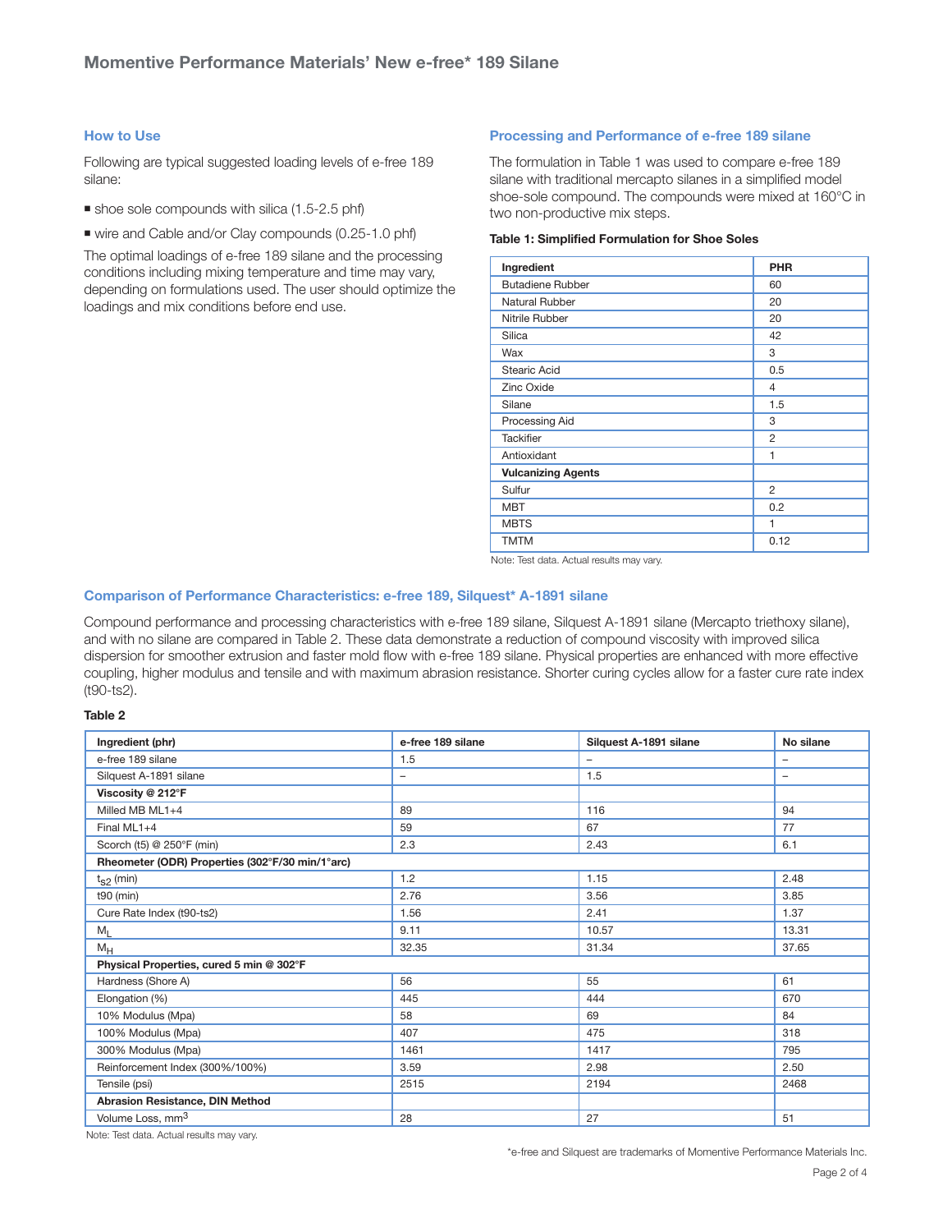## How to Use

Following are typical suggested loading levels of e-free 189 silane:

- shoe sole compounds with silica (1.5-2.5 phf)
- wire and Cable and/or Clay compounds (0.25-1.0 phf)

The optimal loadings of e-free 189 silane and the processing conditions including mixing temperature and time may vary, depending on formulations used. The user should optimize the loadings and mix conditions before end use.

## Processing and Performance of e-free 189 silane

The formulation in Table 1 was used to compare e-free 189 silane with traditional mercapto silanes in a simplified model shoe-sole compound. The compounds were mixed at 160°C in two non-productive mix steps.

**Table 1: Simplified Formulation for Shoe Soles**

| Ingredient | PHR |
|---|---|
| Butadiene Rubber | 60 |
| Natural Rubber | 20 |
| Nitrile Rubber | 20 |
| Silica | 42 |
| Wax | 3 |
| Stearic Acid | 0.5 |
| Zinc Oxide | 4 |
| Silane | 1.5 |
| Processing Aid | 3 |
| Tackifier | 2 |
| Antioxidant | 1 |
| **Vulcanizing Agents** | |
| Sulfur | 2 |
| MBT | 0.2 |
| MBTS | 1 |
| TMTM | 0.12 |

Note: Test data. Actual results may vary.

## Comparison of Performance Characteristics: e-free 189, Silquest* A-1891 silane

Compound performance and processing characteristics with e-free 189 silane, Silquest A-1891 silane (Mercapto triethoxy silane), and with no silane are compared in Table 2. These data demonstrate a reduction of compound viscosity with improved silica dispersion for smoother extrusion and faster mold flow with e-free 189 silane. Physical properties are enhanced with more effective coupling, higher modulus and tensile and with maximum abrasion resistance. Shorter curing cycles allow for a faster cure rate index (t90-ts2).

**Table 2**

| Ingredient (phr) | e-free 189 silane | Silquest A-1891 silane | No silane |
|---|---|---|---|
| e-free 189 silane | 1.5 | – | – |
| Silquest A-1891 silane | – | 1.5 | – |
| **Viscosity @ 212°F** | | | |
| Milled MB ML1+4 | 89 | 116 | 94 |
| Final ML1+4 | 59 | 67 | 77 |
| Scorch (t5) @ 250°F (min) | 2.3 | 2.43 | 6.1 |
| **Rheometer (ODR) Properties (302°F/30 min/1°arc)** | | | |
| $t_{s2}$ (min) | 1.2 | 1.15 | 2.48 |
| t90 (min) | 2.76 | 3.56 | 3.85 |
| Cure Rate Index (t90-ts2) | 1.56 | 2.41 | 1.37 |
| $M_L$ | 9.11 | 10.57 | 13.31 |
| $M_H$ | 32.35 | 31.34 | 37.65 |
| **Physical Properties, cured 5 min @ 302°F** | | | |
| Hardness (Shore A) | 56 | 55 | 61 |
| Elongation (%) | 445 | 444 | 670 |
| 10% Modulus (Mpa) | 58 | 69 | 84 |
| 100% Modulus (Mpa) | 407 | 475 | 318 |
| 300% Modulus (Mpa) | 1461 | 1417 | 795 |
| Reinforcement Index (300%/100%) | 3.59 | 2.98 | 2.50 |
| Tensile (psi) | 2515 | 2194 | 2468 |
| **Abrasion Resistance, DIN Method** | | | |
| Volume Loss, $mm^3$ | 28 | 27 | 51 |

Note: Test data. Actual results may vary.

*e-free and Silquest are trademarks of Momentive Performance Materials Inc.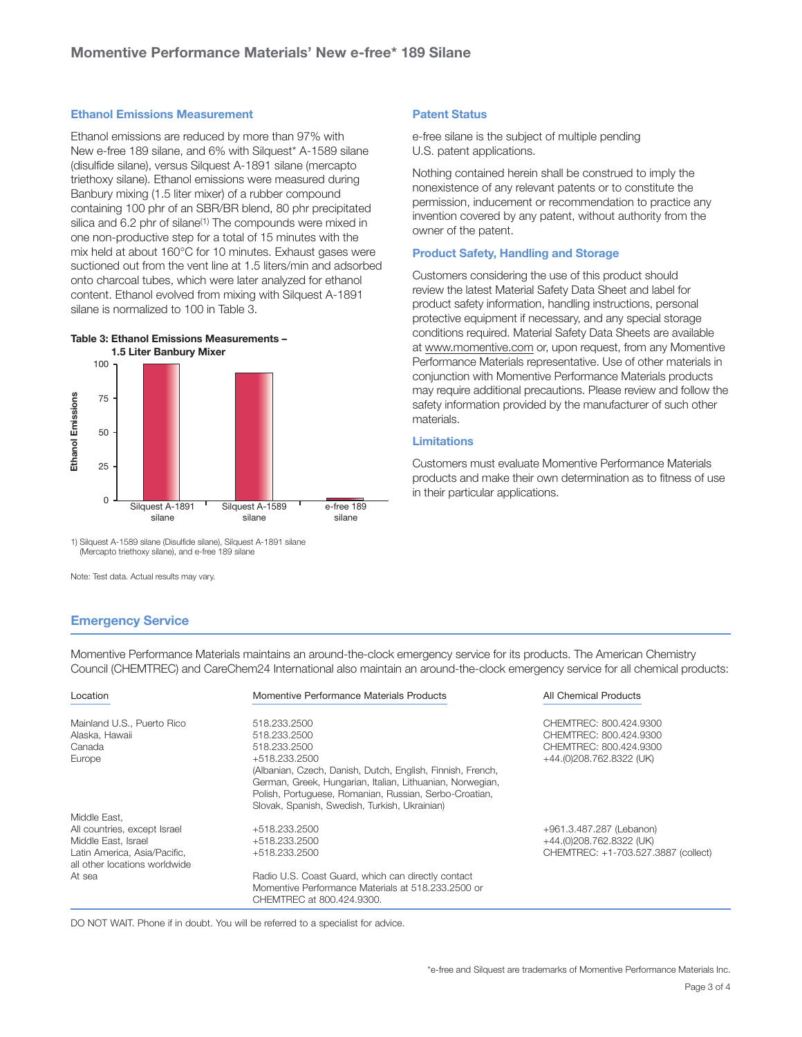## Ethanol Emissions Measurement

Ethanol emissions are reduced by more than 97% with New e-free 189 silane, and 6% with Silquest* A-1589 silane (disulfide silane), versus Silquest A-1891 silane (mercapto triethoxy silane). Ethanol emissions were measured during Banbury mixing (1.5 liter mixer) of a rubber compound containing 100 phr of an SBR/BR blend, 80 phr precipitated silica and 6.2 phr of silane[1] The compounds were mixed in one non-productive step for a total of 15 minutes with the mix held at about 160°C for 10 minutes. Exhaust gases were suctioned out from the vent line at 1.5 liters/min and adsorbed onto charcoal tubes, which were later analyzed for ethanol content. Ethanol evolved from mixing with Silquest A-1891 silane is normalized to 100 in Table 3.

**Table 3: Ethanol Emissions Measurements – 1.5 Liter Banbury Mixer**

| | Ethanol Emissions |
|---|---|
| Silquest A-1891 silane | 100 |
| Silquest A-1589 silane | ~94 |
| e-free 189 silane | ~2 |

1) Silquest A-1589 silane (Disulfide silane), Silquest A-1891 silane (Mercapto triethoxy silane), and e-free 189 silane

Note: Test data. Actual results may vary.

## Patent Status

e-free silane is the subject of multiple pending U.S. patent applications.

Nothing contained herein shall be construed to imply the nonexistence of any relevant patents or to constitute the permission, inducement or recommendation to practice any invention covered by any patent, without authority from the owner of the patent.

## Product Safety, Handling and Storage

Customers considering the use of this product should review the latest Material Safety Data Sheet and label for product safety information, handling instructions, personal protective equipment if necessary, and any special storage conditions required. Material Safety Data Sheets are available at www.momentive.com or, upon request, from any Momentive Performance Materials representative. Use of other materials in conjunction with Momentive Performance Materials products may require additional precautions. Please review and follow the safety information provided by the manufacturer of such other materials.

## Limitations

Customers must evaluate Momentive Performance Materials products and make their own determination as to fitness of use in their particular applications.

## Emergency Service

Momentive Performance Materials maintains an around-the-clock emergency service for its products. The American Chemistry Council (CHEMTREC) and CareChem24 International also maintain an around-the-clock emergency service for all chemical products:

| Location | Momentive Performance Materials Products | All Chemical Products |
|---|---|---|
| Mainland U.S., Puerto Rico | 518.233.2500 | CHEMTREC: 800.424.9300 |
| Alaska, Hawaii | 518.233.2500 | CHEMTREC: 800.424.9300 |
| Canada | 518.233.2500 | CHEMTREC: 800.424.9300 |
| Europe | +518.233.2500 (Albanian, Czech, Danish, Dutch, English, Finnish, French, German, Greek, Hungarian, Italian, Lithuanian, Norwegian, Polish, Portuguese, Romanian, Russian, Serbo-Croatian, Slovak, Spanish, Swedish, Turkish, Ukrainian) | +44.(0)208.762.8322 (UK) |
| Middle East, All countries, except Israel | +518.233.2500 | +961.3.487.287 (Lebanon) |
| Middle East, Israel | +518.233.2500 | +44.(0)208.762.8322 (UK) |
| Latin America, Asia/Pacific, all other locations worldwide | +518.233.2500 | CHEMTREC: +1-703.527.3887 (collect) |
| At sea | Radio U.S. Coast Guard, which can directly contact Momentive Performance Materials at 518.233.2500 or CHEMTREC at 800.424.9300. | |

DO NOT WAIT. Phone if in doubt. You will be referred to a specialist for advice.

*e-free and Silquest are trademarks of Momentive Performance Materials Inc.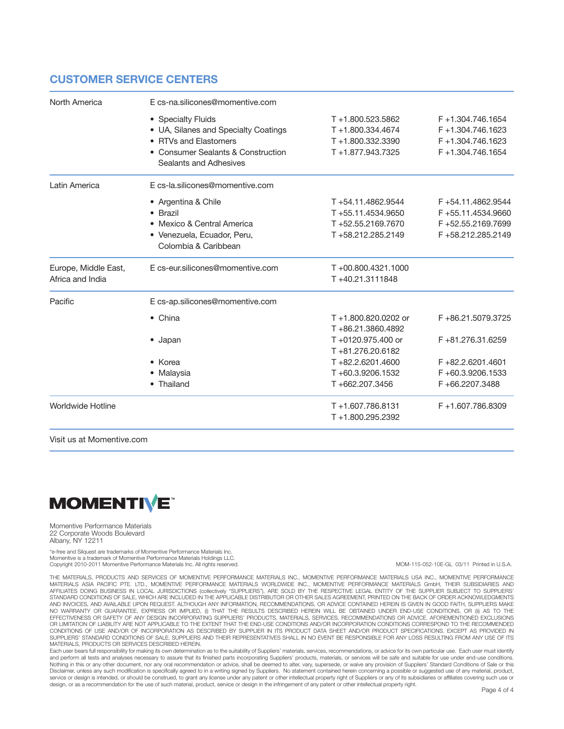## CUSTOMER SERVICE CENTERS

| | | | |
|---|---|---|---|
| North America | E cs-na.silicones@momentive.com | | |
| | • Specialty Fluids | T +1.800.523.5862 | F +1.304.746.1654 |
| | • UA, Silanes and Specialty Coatings | T +1.800.334.4674 | F +1.304.746.1623 |
| | • RTVs and Elastomers | T +1.800.332.3390 | F +1.304.746.1623 |
| | • Consumer Sealants & Construction Sealants and Adhesives | T +1.877.943.7325 | F +1.304.746.1654 |
| Latin America | E cs-la.silicones@momentive.com | | |
| | • Argentina & Chile | T +54.11.4862.9544 | F +54.11.4862.9544 |
| | • Brazil | T +55.11.4534.9650 | F +55.11.4534.9660 |
| | • Mexico & Central America | T +52.55.2169.7670 | F +52.55.2169.7699 |
| | • Venezuela, Ecuador, Peru, Colombia & Caribbean | T +58.212.285.2149 | F +58.212.285.2149 |
| Europe, Middle East, Africa and India | E cs-eur.silicones@momentive.com | T +00.800.4321.1000<br>T +40.21.3111848 | |
| Pacific | E cs-ap.silicones@momentive.com | | |
| | • China | T +1.800.820.0202 or<br>T +86.21.3860.4892 | F +86.21.5079.3725 |
| | • Japan | T +0120.975.400 or<br>T +81.276.20.6182 | F +81.276.31.6259 |
| | • Korea | T +82.2.6201.4600 | F +82.2.6201.4601 |
| | • Malaysia | T +60.3.9206.1532 | F +60.3.9206.1533 |
| | • Thailand | T +662.207.3456 | F +66.2207.3488 |
| Worldwide Hotline | | T +1.607.786.8131<br>T +1.800.295.2392 | F +1.607.786.8309 |

Visit us at Momentive.com

MOMENTIVE™

Momentive Performance Materials
22 Corporate Woods Boulevard
Albany, NY 12211

*e-free and Silquest are trademarks of Momentive Performance Materials Inc.
Momentive is a trademark of Momentive Performance Materials Holdings LLC.
Copyright 2010-2011 Momentive Performance Materials Inc. All rights reserved.

MOM-115-052-10E-GL 03/11 Printed in U.S.A.

THE MATERIALS, PRODUCTS AND SERVICES OF MOMENTIVE PERFORMANCE MATERIALS INC., MOMENTIVE PERFORMANCE MATERIALS USA INC., MOMENTIVE PERFORMANCE MATERIALS ASIA PACIFIC PTE. LTD., MOMENTIVE PERFORMANCE MATERIALS WORLDWIDE INC., MOMENTIVE PERFORMANCE MATERIALS GmbH, THEIR SUBSIDIARIES AND AFFILIATES DOING BUSINESS IN LOCAL JURISDICTIONS (collectively "SUPPLIERS"), ARE SOLD BY THE RESPECTIVE LEGAL ENTITY OF THE SUPPLIER SUBJECT TO SUPPLIERS' STANDARD CONDITIONS OF SALE, WHICH ARE INCLUDED IN THE APPLICABLE DISTRIBUTOR OR OTHER SALES AGREEMENT, PRINTED ON THE BACK OF ORDER ACKNOWLEDGMENTS AND INVOICES, AND AVAILABLE UPON REQUEST. ALTHOUGH ANY INFORMATION, RECOMMENDATIONS, OR ADVICE CONTAINED HEREIN IS GIVEN IN GOOD FAITH, SUPPLIERS MAKE NO WARRANTY OR GUARANTEE, EXPRESS OR IMPLIED, (i) THAT THE RESULTS DESCRIBED HEREIN WILL BE OBTAINED UNDER END-USE CONDITIONS, OR (ii) AS TO THE EFFECTIVENESS OR SAFETY OF ANY DESIGN INCORPORATING SUPPLIERS' PRODUCTS, MATERIALS, SERVICES, RECOMMENDATIONS OR ADVICE. AFOREMENTIONED EXCLUSIONS OR LIMITATION OF LIABILITY ARE NOT APPLICABLE TO THE EXTENT THAT THE END-USE CONDITIONS AND/OR INCORPORATION CONDITIONS CORRESPOND TO THE RECOMMENDED CONDITIONS OF USE AND/OR OF INCORPORATION AS DESCRIBED BY SUPPLIER IN ITS PRODUCT DATA SHEET AND/OR PRODUCT SPECIFICATIONS. EXCEPT AS PROVIDED IN SUPPLIERS' STANDARD CONDITIONS OF SALE, SUPPLIERS AND THEIR REPRESENTATIVES SHALL IN NO EVENT BE RESPONSIBLE FOR ANY LOSS RESULTING FROM ANY USE OF ITS MATERIALS, PRODUCTS OR SERVICES DESCRIBED HEREIN.

Each user bears full responsibility for making its own determination as to the suitability of Suppliers' materials, services, recommendations, or advice for its own particular use. Each user must identify and perform all tests and analyses necessary to assure that its finished parts incorporating Suppliers' products, materials, or services will be safe and suitable for use under end-use conditions. Nothing in this or any other document, nor any oral recommendation or advice, shall be deemed to alter, vary, supersede, or waive any provision of Suppliers' Standard Conditions of Sale or this Disclaimer, unless any such modification is specifically agreed to in a writing signed by Suppliers. No statement contained herein concerning a possible or suggested use of any material, product, service or design is intended, or should be construed, to grant any license under any patent or other intellectual property right of Suppliers or any of its subsidiaries or affiliates covering such use or design, or as a recommendation for the use of such material, product, service or design in the infringement of any patent or other intellectual property right.